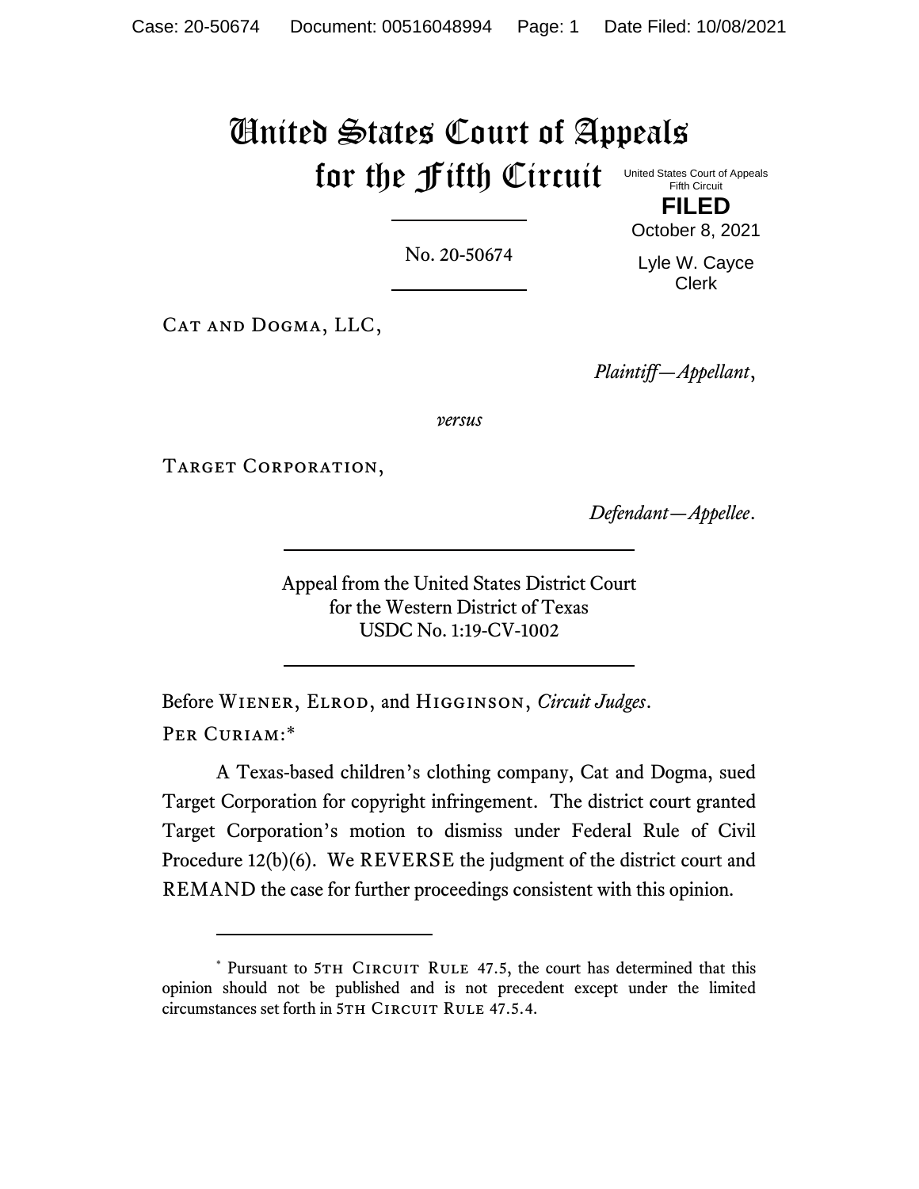# United States Court of Appeals for the Fifth Circuit

United States Court of Appeals
Fifth Circuit

**FILED**

October 8, 2021

Lyle W. Cayce
Clerk

No. 20-50674

Cat and Dogma, LLC,

*Plaintiff—Appellant*,

*versus*

Target Corporation,

*Defendant—Appellee*.

Appeal from the United States District Court
for the Western District of Texas
USDC No. 1:19-CV-1002

Before Wiener, Elrod, and Higginson, *Circuit Judges*.

Per Curiam:[*]

A Texas-based children's clothing company, Cat and Dogma, sued Target Corporation for copyright infringement. The district court granted Target Corporation's motion to dismiss under Federal Rule of Civil Procedure 12(b)(6). We REVERSE the judgment of the district court and REMAND the case for further proceedings consistent with this opinion.

[*] Pursuant to 5th Circuit Rule 47.5, the court has determined that this opinion should not be published and is not precedent except under the limited circumstances set forth in 5th Circuit Rule 47.5.4.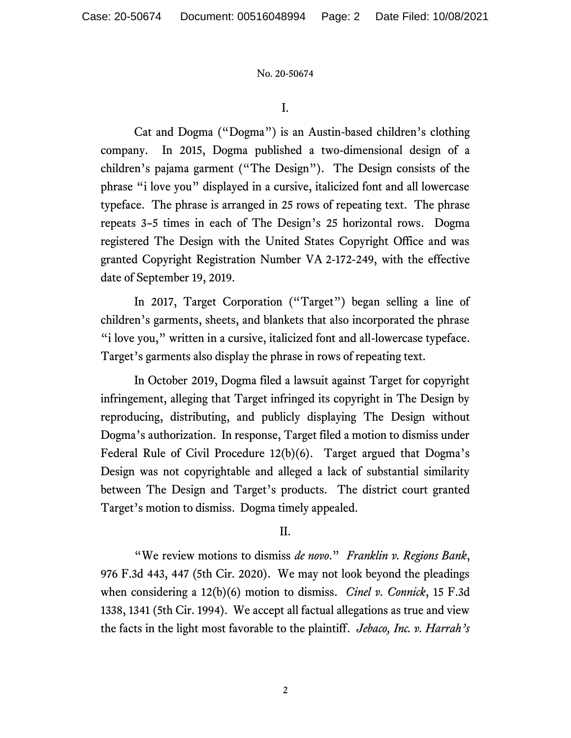I.

Cat and Dogma ("Dogma") is an Austin-based children's clothing company. In 2015, Dogma published a two-dimensional design of a children's pajama garment ("The Design"). The Design consists of the phrase "i love you" displayed in a cursive, italicized font and all lowercase typeface. The phrase is arranged in 25 rows of repeating text. The phrase repeats 3–5 times in each of The Design's 25 horizontal rows. Dogma registered The Design with the United States Copyright Office and was granted Copyright Registration Number VA 2-172-249, with the effective date of September 19, 2019.

In 2017, Target Corporation ("Target") began selling a line of children's garments, sheets, and blankets that also incorporated the phrase "i love you," written in a cursive, italicized font and all-lowercase typeface. Target's garments also display the phrase in rows of repeating text.

In October 2019, Dogma filed a lawsuit against Target for copyright infringement, alleging that Target infringed its copyright in The Design by reproducing, distributing, and publicly displaying The Design without Dogma's authorization. In response, Target filed a motion to dismiss under Federal Rule of Civil Procedure 12(b)(6). Target argued that Dogma's Design was not copyrightable and alleged a lack of substantial similarity between The Design and Target's products. The district court granted Target's motion to dismiss. Dogma timely appealed.

II.

"We review motions to dismiss *de novo*." *Franklin v. Regions Bank*, 976 F.3d 443, 447 (5th Cir. 2020). We may not look beyond the pleadings when considering a 12(b)(6) motion to dismiss. *Cinel v. Connick*, 15 F.3d 1338, 1341 (5th Cir. 1994). We accept all factual allegations as true and view the facts in the light most favorable to the plaintiff. *Jebaco, Inc. v. Harrah's*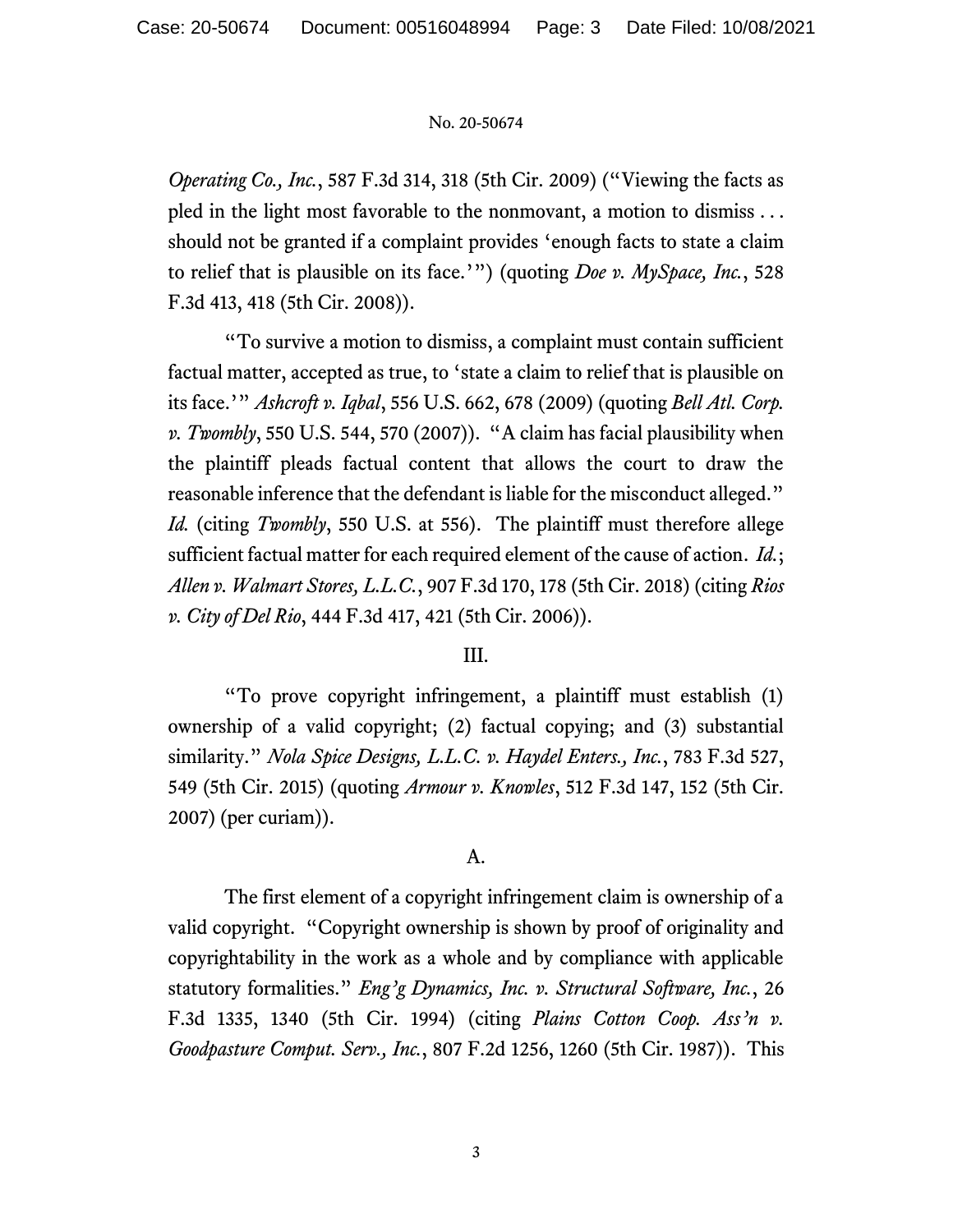*Operating Co., Inc.*, 587 F.3d 314, 318 (5th Cir. 2009) ("Viewing the facts as pled in the light most favorable to the nonmovant, a motion to dismiss . . . should not be granted if a complaint provides 'enough facts to state a claim to relief that is plausible on its face.'") (quoting *Doe v. MySpace, Inc.*, 528 F.3d 413, 418 (5th Cir. 2008)).

"To survive a motion to dismiss, a complaint must contain sufficient factual matter, accepted as true, to 'state a claim to relief that is plausible on its face.'" *Ashcroft v. Iqbal*, 556 U.S. 662, 678 (2009) (quoting *Bell Atl. Corp. v. Twombly*, 550 U.S. 544, 570 (2007)). "A claim has facial plausibility when the plaintiff pleads factual content that allows the court to draw the reasonable inference that the defendant is liable for the misconduct alleged." *Id.* (citing *Twombly*, 550 U.S. at 556). The plaintiff must therefore allege sufficient factual matter for each required element of the cause of action. *Id.*; *Allen v. Walmart Stores, L.L.C.*, 907 F.3d 170, 178 (5th Cir. 2018) (citing *Rios v. City of Del Rio*, 444 F.3d 417, 421 (5th Cir. 2006)).

## III.

"To prove copyright infringement, a plaintiff must establish (1) ownership of a valid copyright; (2) factual copying; and (3) substantial similarity." *Nola Spice Designs, L.L.C. v. Haydel Enters., Inc.*, 783 F.3d 527, 549 (5th Cir. 2015) (quoting *Armour v. Knowles*, 512 F.3d 147, 152 (5th Cir. 2007) (per curiam)).

### A.

The first element of a copyright infringement claim is ownership of a valid copyright. "Copyright ownership is shown by proof of originality and copyrightability in the work as a whole and by compliance with applicable statutory formalities." *Eng'g Dynamics, Inc. v. Structural Software, Inc.*, 26 F.3d 1335, 1340 (5th Cir. 1994) (citing *Plains Cotton Coop. Ass'n v. Goodpasture Comput. Serv., Inc.*, 807 F.2d 1256, 1260 (5th Cir. 1987)). This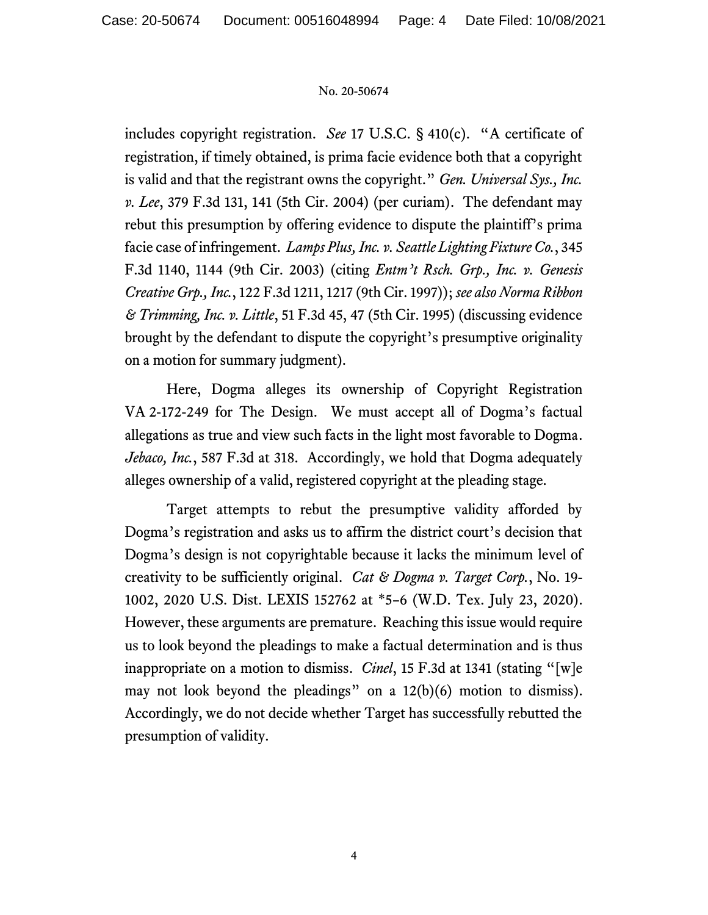includes copyright registration. *See* 17 U.S.C. § 410(c). "A certificate of registration, if timely obtained, is prima facie evidence both that a copyright is valid and that the registrant owns the copyright." *Gen. Universal Sys., Inc. v. Lee*, 379 F.3d 131, 141 (5th Cir. 2004) (per curiam). The defendant may rebut this presumption by offering evidence to dispute the plaintiff's prima facie case of infringement. *Lamps Plus, Inc. v. Seattle Lighting Fixture Co.*, 345 F.3d 1140, 1144 (9th Cir. 2003) (citing *Entm't Rsch. Grp., Inc. v. Genesis Creative Grp., Inc.*, 122 F.3d 1211, 1217 (9th Cir. 1997)); *see also Norma Ribbon & Trimming, Inc. v. Little*, 51 F.3d 45, 47 (5th Cir. 1995) (discussing evidence brought by the defendant to dispute the copyright's presumptive originality on a motion for summary judgment).

Here, Dogma alleges its ownership of Copyright Registration VA 2-172-249 for The Design. We must accept all of Dogma's factual allegations as true and view such facts in the light most favorable to Dogma. *Jebaco, Inc.*, 587 F.3d at 318. Accordingly, we hold that Dogma adequately alleges ownership of a valid, registered copyright at the pleading stage.

Target attempts to rebut the presumptive validity afforded by Dogma's registration and asks us to affirm the district court's decision that Dogma's design is not copyrightable because it lacks the minimum level of creativity to be sufficiently original. *Cat & Dogma v. Target Corp.*, No. 19-1002, 2020 U.S. Dist. LEXIS 152762 at *5–6 (W.D. Tex. July 23, 2020). However, these arguments are premature. Reaching this issue would require us to look beyond the pleadings to make a factual determination and is thus inappropriate on a motion to dismiss. *Cinel*, 15 F.3d at 1341 (stating "[w]e may not look beyond the pleadings" on a 12(b)(6) motion to dismiss). Accordingly, we do not decide whether Target has successfully rebutted the presumption of validity.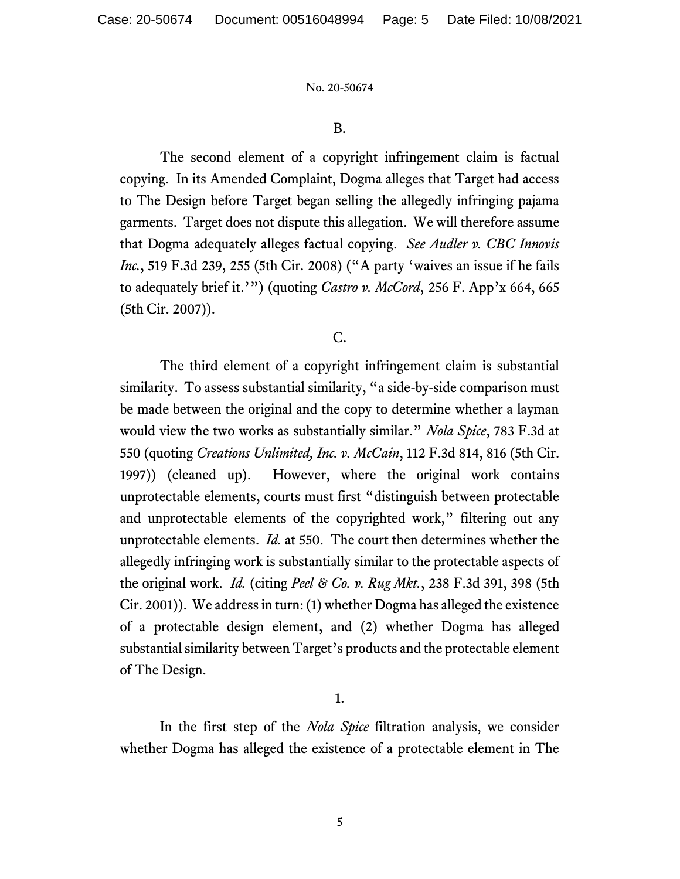B.

The second element of a copyright infringement claim is factual copying. In its Amended Complaint, Dogma alleges that Target had access to The Design before Target began selling the allegedly infringing pajama garments. Target does not dispute this allegation. We will therefore assume that Dogma adequately alleges factual copying. *See Audler v. CBC Innovis Inc.*, 519 F.3d 239, 255 (5th Cir. 2008) ("A party 'waives an issue if he fails to adequately brief it.'") (quoting *Castro v. McCord*, 256 F. App'x 664, 665 (5th Cir. 2007)).

C.

The third element of a copyright infringement claim is substantial similarity. To assess substantial similarity, "a side-by-side comparison must be made between the original and the copy to determine whether a layman would view the two works as substantially similar." *Nola Spice*, 783 F.3d at 550 (quoting *Creations Unlimited, Inc. v. McCain*, 112 F.3d 814, 816 (5th Cir. 1997)) (cleaned up). However, where the original work contains unprotectable elements, courts must first "distinguish between protectable and unprotectable elements of the copyrighted work," filtering out any unprotectable elements. *Id.* at 550. The court then determines whether the allegedly infringing work is substantially similar to the protectable aspects of the original work. *Id.* (citing *Peel & Co. v. Rug Mkt.*, 238 F.3d 391, 398 (5th Cir. 2001)). We address in turn: (1) whether Dogma has alleged the existence of a protectable design element, and (2) whether Dogma has alleged substantial similarity between Target's products and the protectable element of The Design.

1.

In the first step of the *Nola Spice* filtration analysis, we consider whether Dogma has alleged the existence of a protectable element in The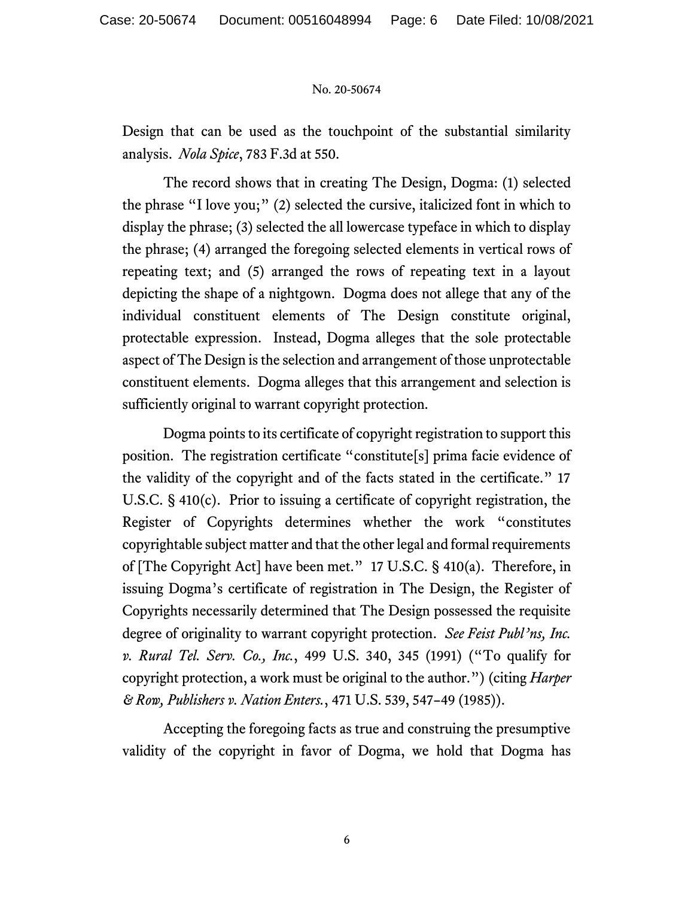Design that can be used as the touchpoint of the substantial similarity analysis. *Nola Spice*, 783 F.3d at 550.

The record shows that in creating The Design, Dogma: (1) selected the phrase "I love you;" (2) selected the cursive, italicized font in which to display the phrase; (3) selected the all lowercase typeface in which to display the phrase; (4) arranged the foregoing selected elements in vertical rows of repeating text; and (5) arranged the rows of repeating text in a layout depicting the shape of a nightgown. Dogma does not allege that any of the individual constituent elements of The Design constitute original, protectable expression. Instead, Dogma alleges that the sole protectable aspect of The Design is the selection and arrangement of those unprotectable constituent elements. Dogma alleges that this arrangement and selection is sufficiently original to warrant copyright protection.

Dogma points to its certificate of copyright registration to support this position. The registration certificate "constitute[s] prima facie evidence of the validity of the copyright and of the facts stated in the certificate." 17 U.S.C. § 410(c). Prior to issuing a certificate of copyright registration, the Register of Copyrights determines whether the work "constitutes copyrightable subject matter and that the other legal and formal requirements of [The Copyright Act] have been met." 17 U.S.C. § 410(a). Therefore, in issuing Dogma's certificate of registration in The Design, the Register of Copyrights necessarily determined that The Design possessed the requisite degree of originality to warrant copyright protection. *See Feist Publ'ns, Inc. v. Rural Tel. Serv. Co., Inc.*, 499 U.S. 340, 345 (1991) ("To qualify for copyright protection, a work must be original to the author.") (citing *Harper & Row, Publishers v. Nation Enters.*, 471 U.S. 539, 547–49 (1985)).

Accepting the foregoing facts as true and construing the presumptive validity of the copyright in favor of Dogma, we hold that Dogma has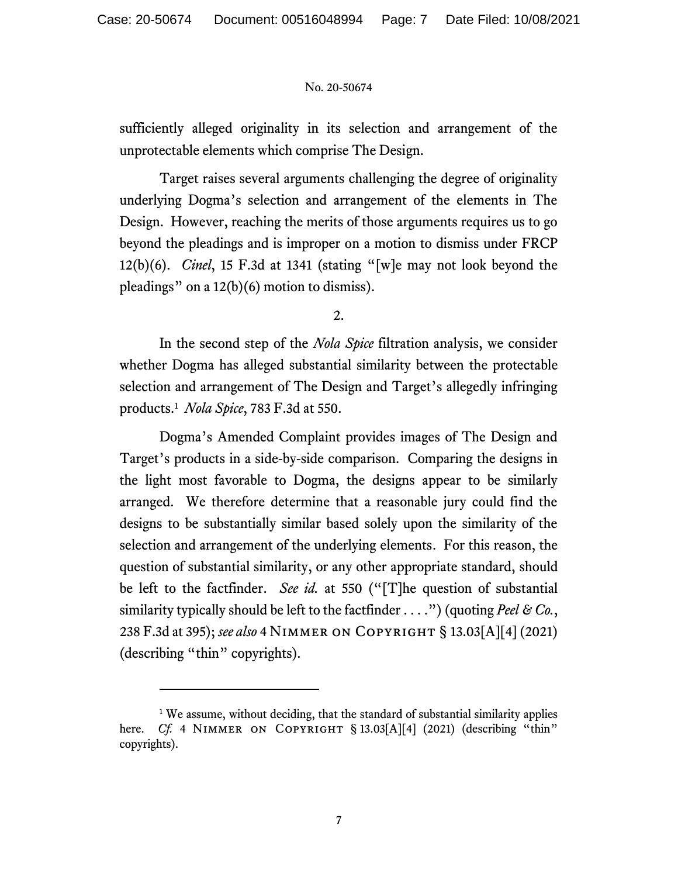sufficiently alleged originality in its selection and arrangement of the unprotectable elements which comprise The Design.

Target raises several arguments challenging the degree of originality underlying Dogma's selection and arrangement of the elements in The Design. However, reaching the merits of those arguments requires us to go beyond the pleadings and is improper on a motion to dismiss under FRCP 12(b)(6). *Cinel*, 15 F.3d at 1341 (stating "[w]e may not look beyond the pleadings" on a 12(b)(6) motion to dismiss).

2.

In the second step of the *Nola Spice* filtration analysis, we consider whether Dogma has alleged substantial similarity between the protectable selection and arrangement of The Design and Target's allegedly infringing products.[1] *Nola Spice*, 783 F.3d at 550.

Dogma's Amended Complaint provides images of The Design and Target's products in a side-by-side comparison. Comparing the designs in the light most favorable to Dogma, the designs appear to be similarly arranged. We therefore determine that a reasonable jury could find the designs to be substantially similar based solely upon the similarity of the selection and arrangement of the underlying elements. For this reason, the question of substantial similarity, or any other appropriate standard, should be left to the factfinder. *See id.* at 550 ("[T]he question of substantial similarity typically should be left to the factfinder . . . .") (quoting *Peel & Co.*, 238 F.3d at 395); *see also* 4 NIMMER ON COPYRIGHT § 13.03[A][4] (2021) (describing "thin" copyrights).

---

[1] We assume, without deciding, that the standard of substantial similarity applies here. *Cf.* 4 NIMMER ON COPYRIGHT § 13.03[A][4] (2021) (describing "thin" copyrights).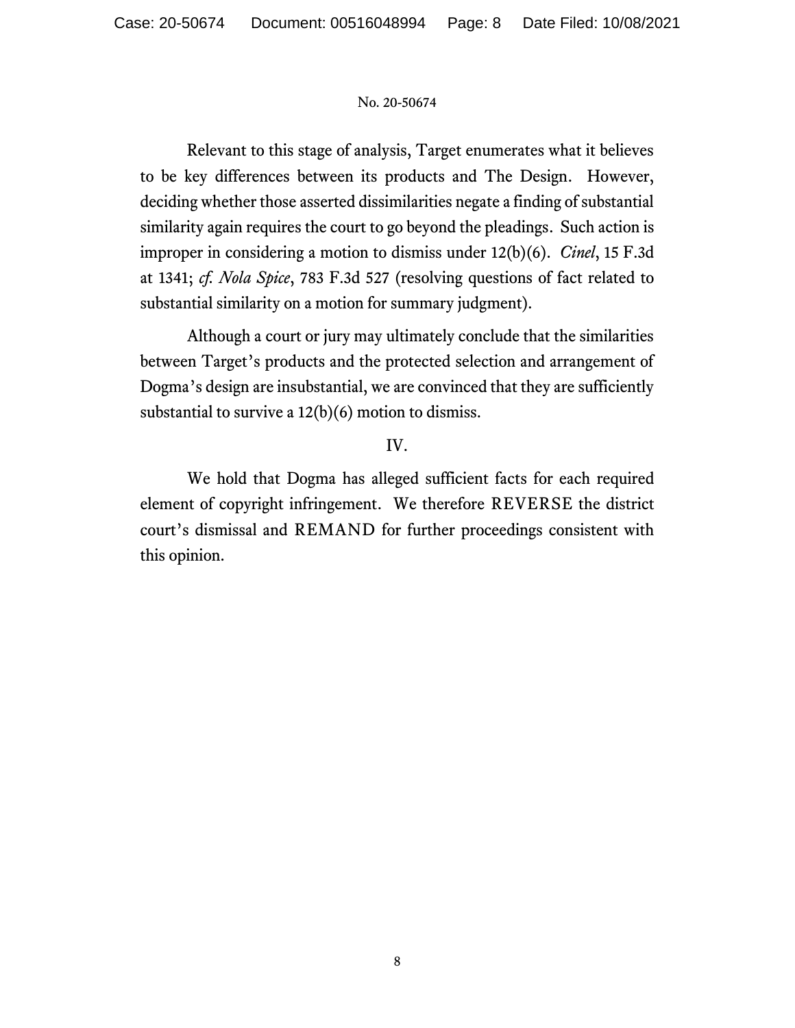Relevant to this stage of analysis, Target enumerates what it believes to be key differences between its products and The Design. However, deciding whether those asserted dissimilarities negate a finding of substantial similarity again requires the court to go beyond the pleadings. Such action is improper in considering a motion to dismiss under 12(b)(6). *Cinel*, 15 F.3d at 1341; *cf. Nola Spice*, 783 F.3d 527 (resolving questions of fact related to substantial similarity on a motion for summary judgment).

Although a court or jury may ultimately conclude that the similarities between Target's products and the protected selection and arrangement of Dogma's design are insubstantial, we are convinced that they are sufficiently substantial to survive a 12(b)(6) motion to dismiss.

## IV.

We hold that Dogma has alleged sufficient facts for each required element of copyright infringement. We therefore REVERSE the district court's dismissal and REMAND for further proceedings consistent with this opinion.